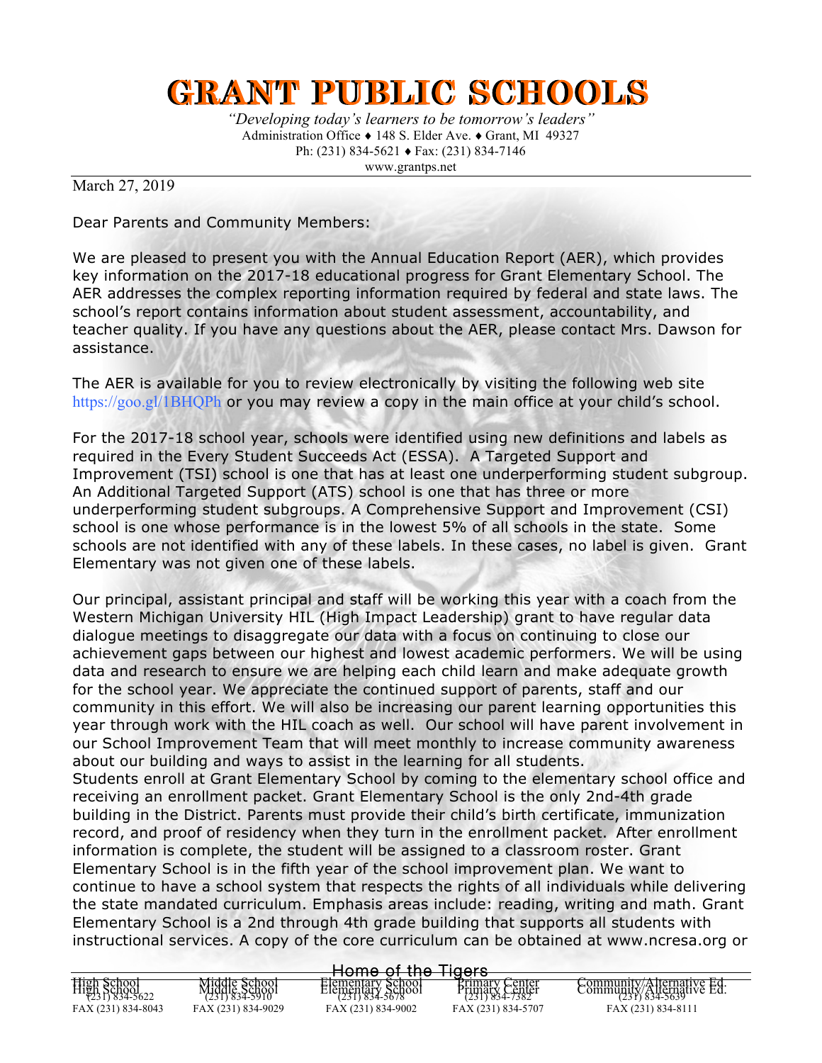# GRANT PUBLIC SCHOOLS

*"Developing today's learners to be tomorrow's leaders"*
Administration Office ♦ 148 S. Elder Ave. ♦ Grant, MI 49327
Ph: (231) 834-5621 ♦ Fax: (231) 834-7146
www.grantps.net

March 27, 2019

Dear Parents and Community Members:

We are pleased to present you with the Annual Education Report (AER), which provides key information on the 2017-18 educational progress for Grant Elementary School. The AER addresses the complex reporting information required by federal and state laws. The school's report contains information about student assessment, accountability, and teacher quality. If you have any questions about the AER, please contact Mrs. Dawson for assistance.

The AER is available for you to review electronically by visiting the following web site https://goo.gl/1BHQPh or you may review a copy in the main office at your child's school.

For the 2017-18 school year, schools were identified using new definitions and labels as required in the Every Student Succeeds Act (ESSA). A Targeted Support and Improvement (TSI) school is one that has at least one underperforming student subgroup. An Additional Targeted Support (ATS) school is one that has three or more underperforming student subgroups. A Comprehensive Support and Improvement (CSI) school is one whose performance is in the lowest 5% of all schools in the state. Some schools are not identified with any of these labels. In these cases, no label is given. Grant Elementary was not given one of these labels.

Our principal, assistant principal and staff will be working this year with a coach from the Western Michigan University HIL (High Impact Leadership) grant to have regular data dialogue meetings to disaggregate our data with a focus on continuing to close our achievement gaps between our highest and lowest academic performers. We will be using data and research to ensure we are helping each child learn and make adequate growth for the school year. We appreciate the continued support of parents, staff and our community in this effort. We will also be increasing our parent learning opportunities this year through work with the HIL coach as well. Our school will have parent involvement in our School Improvement Team that will meet monthly to increase community awareness about our building and ways to assist in the learning for all students.
Students enroll at Grant Elementary School by coming to the elementary school office and receiving an enrollment packet. Grant Elementary School is the only 2nd-4th grade building in the District. Parents must provide their child's birth certificate, immunization record, and proof of residency when they turn in the enrollment packet. After enrollment information is complete, the student will be assigned to a classroom roster. Grant Elementary School is in the fifth year of the school improvement plan. We want to continue to have a school system that respects the rights of all individuals while delivering the state mandated curriculum. Emphasis areas include: reading, writing and math. Grant Elementary School is a 2nd through 4th grade building that supports all students with instructional services. A copy of the core curriculum can be obtained at www.ncresa.org or

Home of the Tigers

| High School | Middle School | Elementary School | Primary Center | Community/Alternative Ed. |
|---|---|---|---|---|
| (231) 834-5622 | (231) 834-5910 | (231) 834-5678 | (231) 834-7382 | (231) 834-5639 |
| FAX (231) 834-8043 | FAX (231) 834-9029 | FAX (231) 834-9002 | FAX (231) 834-5707 | FAX (231) 834-8111 |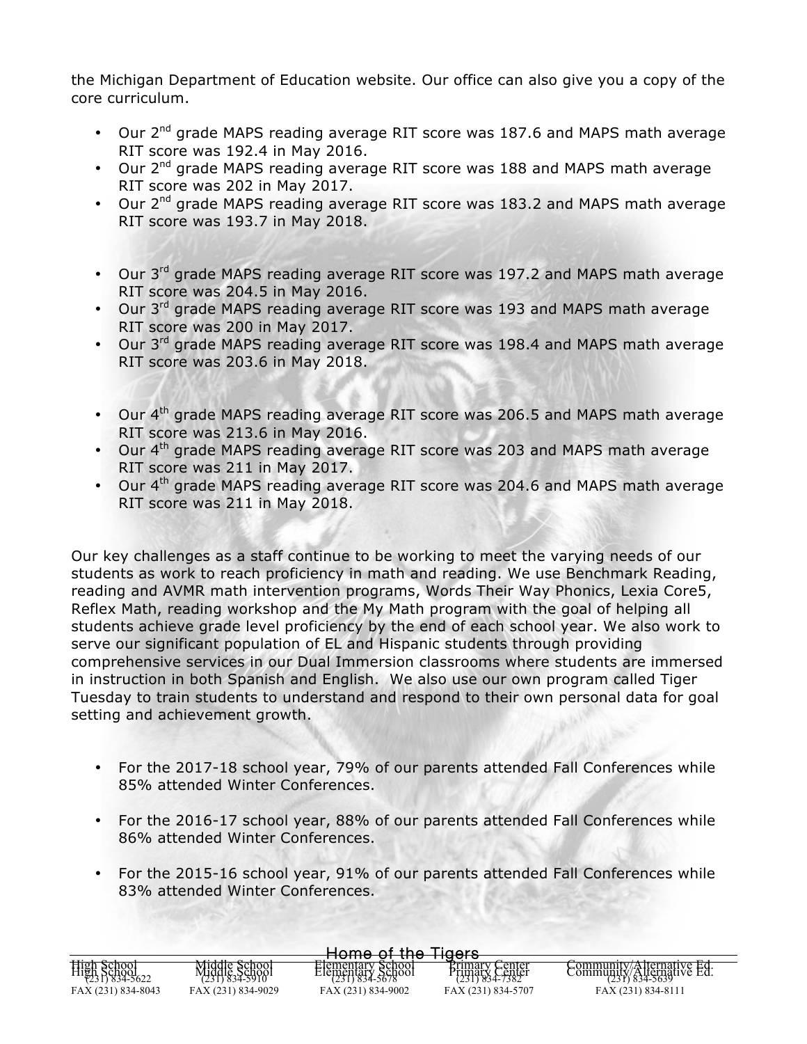the Michigan Department of Education website. Our office can also give you a copy of the core curriculum.

- Our 2nd grade MAPS reading average RIT score was 187.6 and MAPS math average RIT score was 192.4 in May 2016.
- Our 2nd grade MAPS reading average RIT score was 188 and MAPS math average RIT score was 202 in May 2017.
- Our 2nd grade MAPS reading average RIT score was 183.2 and MAPS math average RIT score was 193.7 in May 2018.

- Our 3rd grade MAPS reading average RIT score was 197.2 and MAPS math average RIT score was 204.5 in May 2016.
- Our 3rd grade MAPS reading average RIT score was 193 and MAPS math average RIT score was 200 in May 2017.
- Our 3rd grade MAPS reading average RIT score was 198.4 and MAPS math average RIT score was 203.6 in May 2018.

- Our 4th grade MAPS reading average RIT score was 206.5 and MAPS math average RIT score was 213.6 in May 2016.
- Our 4th grade MAPS reading average RIT score was 203 and MAPS math average RIT score was 211 in May 2017.
- Our 4th grade MAPS reading average RIT score was 204.6 and MAPS math average RIT score was 211 in May 2018.

Our key challenges as a staff continue to be working to meet the varying needs of our students as work to reach proficiency in math and reading. We use Benchmark Reading, reading and AVMR math intervention programs, Words Their Way Phonics, Lexia Core5, Reflex Math, reading workshop and the My Math program with the goal of helping all students achieve grade level proficiency by the end of each school year. We also work to serve our significant population of EL and Hispanic students through providing comprehensive services in our Dual Immersion classrooms where students are immersed in instruction in both Spanish and English. We also use our own program called Tiger Tuesday to train students to understand and respond to their own personal data for goal setting and achievement growth.

- For the 2017-18 school year, 79% of our parents attended Fall Conferences while 85% attended Winter Conferences.

- For the 2016-17 school year, 88% of our parents attended Fall Conferences while 86% attended Winter Conferences.

- For the 2015-16 school year, 91% of our parents attended Fall Conferences while 83% attended Winter Conferences.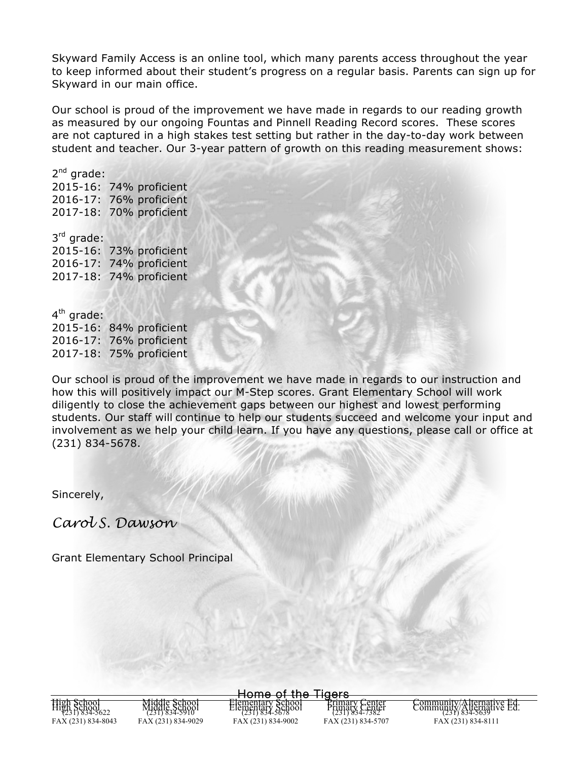Skyward Family Access is an online tool, which many parents access throughout the year to keep informed about their student's progress on a regular basis. Parents can sign up for Skyward in our main office.

Our school is proud of the improvement we have made in regards to our reading growth as measured by our ongoing Fountas and Pinnell Reading Record scores. These scores are not captured in a high stakes test setting but rather in the day-to-day work between student and teacher. Our 3-year pattern of growth on this reading measurement shows:

2nd grade:
2015-16: 74% proficient
2016-17: 76% proficient
2017-18: 70% proficient

3rd grade:
2015-16: 73% proficient
2016-17: 74% proficient
2017-18: 74% proficient

4th grade:
2015-16: 84% proficient
2016-17: 76% proficient
2017-18: 75% proficient

Our school is proud of the improvement we have made in regards to our instruction and how this will positively impact our M-Step scores. Grant Elementary School will work diligently to close the achievement gaps between our highest and lowest performing students. Our staff will continue to help our students succeed and welcome your input and involvement as we help your child learn. If you have any questions, please call or office at (231) 834-5678.

Sincerely,

*Carol S. Dawson*

Grant Elementary School Principal